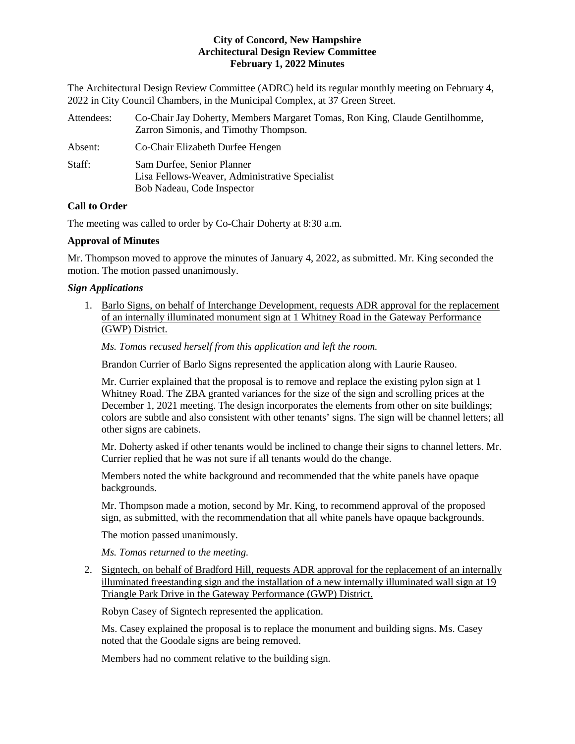# City of Concord, New Hampshire
## Architectural Design Review Committee
### February 1, 2022 Minutes

The Architectural Design Review Committee (ADRC) held its regular monthly meeting on February 4, 2022 in City Council Chambers, in the Municipal Complex, at 37 Green Street.

Attendees: Co-Chair Jay Doherty, Members Margaret Tomas, Ron King, Claude Gentilhomme, Zarron Simonis, and Timothy Thompson.

Absent: Co-Chair Elizabeth Durfee Hengen

Staff: Sam Durfee, Senior Planner
Lisa Fellows-Weaver, Administrative Specialist
Bob Nadeau, Code Inspector

**Call to Order**

The meeting was called to order by Co-Chair Doherty at 8:30 a.m.

**Approval of Minutes**

Mr. Thompson moved to approve the minutes of January 4, 2022, as submitted. Mr. King seconded the motion. The motion passed unanimously.

***Sign Applications***

1. Barlo Signs, on behalf of Interchange Development, requests ADR approval for the replacement of an internally illuminated monument sign at 1 Whitney Road in the Gateway Performance (GWP) District.

   *Ms. Tomas recused herself from this application and left the room.*

   Brandon Currier of Barlo Signs represented the application along with Laurie Rauseo.

   Mr. Currier explained that the proposal is to remove and replace the existing pylon sign at 1 Whitney Road. The ZBA granted variances for the size of the sign and scrolling prices at the December 1, 2021 meeting. The design incorporates the elements from other on site buildings; colors are subtle and also consistent with other tenants' signs. The sign will be channel letters; all other signs are cabinets.

   Mr. Doherty asked if other tenants would be inclined to change their signs to channel letters. Mr. Currier replied that he was not sure if all tenants would do the change.

   Members noted the white background and recommended that the white panels have opaque backgrounds.

   Mr. Thompson made a motion, second by Mr. King, to recommend approval of the proposed sign, as submitted, with the recommendation that all white panels have opaque backgrounds.

   The motion passed unanimously.

   *Ms. Tomas returned to the meeting.*

2. Signtech, on behalf of Bradford Hill, requests ADR approval for the replacement of an internally illuminated freestanding sign and the installation of a new internally illuminated wall sign at 19 Triangle Park Drive in the Gateway Performance (GWP) District.

   Robyn Casey of Signtech represented the application.

   Ms. Casey explained the proposal is to replace the monument and building signs. Ms. Casey noted that the Goodale signs are being removed.

   Members had no comment relative to the building sign.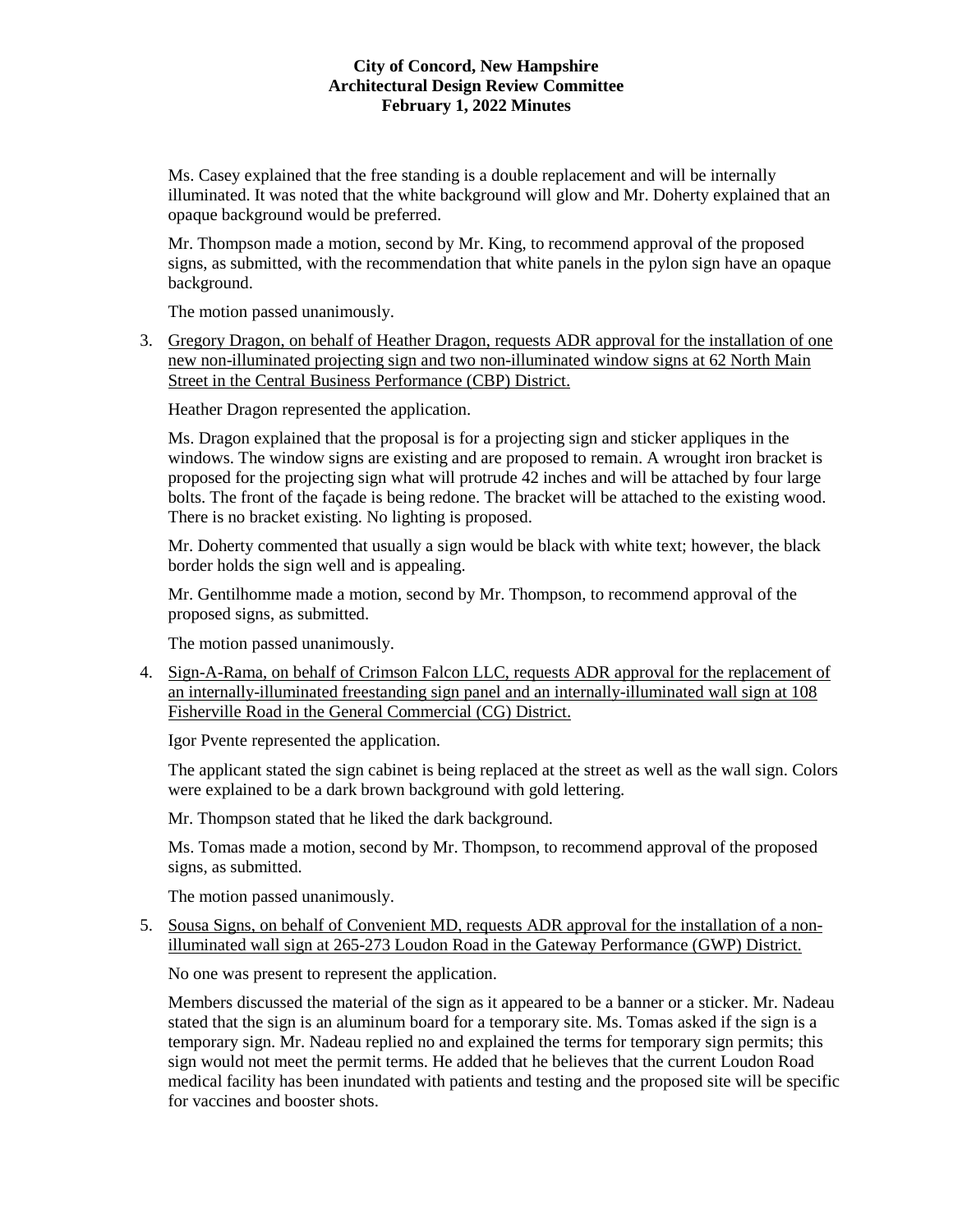Ms. Casey explained that the free standing is a double replacement and will be internally illuminated. It was noted that the white background will glow and Mr. Doherty explained that an opaque background would be preferred.

Mr. Thompson made a motion, second by Mr. King, to recommend approval of the proposed signs, as submitted, with the recommendation that white panels in the pylon sign have an opaque background.

The motion passed unanimously.

3. Gregory Dragon, on behalf of Heather Dragon, requests ADR approval for the installation of one new non-illuminated projecting sign and two non-illuminated window signs at 62 North Main Street in the Central Business Performance (CBP) District.

   Heather Dragon represented the application.

   Ms. Dragon explained that the proposal is for a projecting sign and sticker appliques in the windows. The window signs are existing and are proposed to remain. A wrought iron bracket is proposed for the projecting sign what will protrude 42 inches and will be attached by four large bolts. The front of the façade is being redone. The bracket will be attached to the existing wood. There is no bracket existing. No lighting is proposed.

   Mr. Doherty commented that usually a sign would be black with white text; however, the black border holds the sign well and is appealing.

   Mr. Gentilhomme made a motion, second by Mr. Thompson, to recommend approval of the proposed signs, as submitted.

   The motion passed unanimously.

4. Sign-A-Rama, on behalf of Crimson Falcon LLC, requests ADR approval for the replacement of an internally-illuminated freestanding sign panel and an internally-illuminated wall sign at 108 Fisherville Road in the General Commercial (CG) District.

   Igor Pvente represented the application.

   The applicant stated the sign cabinet is being replaced at the street as well as the wall sign. Colors were explained to be a dark brown background with gold lettering.

   Mr. Thompson stated that he liked the dark background.

   Ms. Tomas made a motion, second by Mr. Thompson, to recommend approval of the proposed signs, as submitted.

   The motion passed unanimously.

5. Sousa Signs, on behalf of Convenient MD, requests ADR approval for the installation of a non-illuminated wall sign at 265-273 Loudon Road in the Gateway Performance (GWP) District.

   No one was present to represent the application.

   Members discussed the material of the sign as it appeared to be a banner or a sticker. Mr. Nadeau stated that the sign is an aluminum board for a temporary site. Ms. Tomas asked if the sign is a temporary sign. Mr. Nadeau replied no and explained the terms for temporary sign permits; this sign would not meet the permit terms. He added that he believes that the current Loudon Road medical facility has been inundated with patients and testing and the proposed site will be specific for vaccines and booster shots.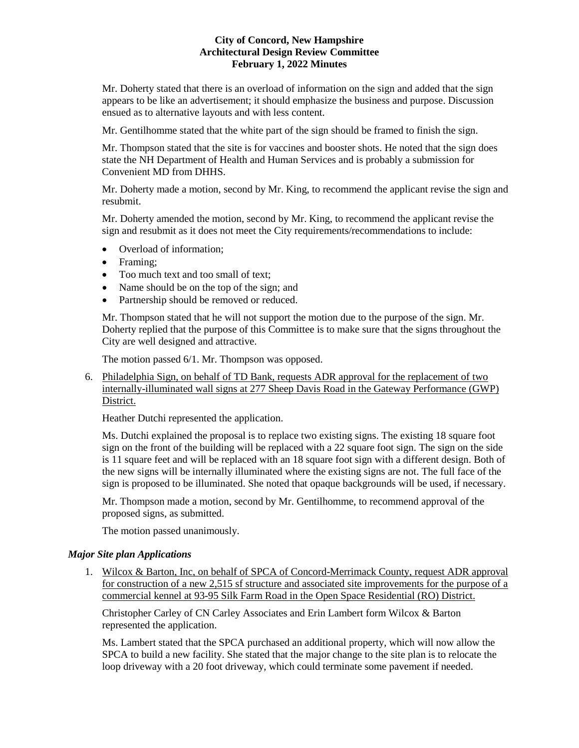Mr. Doherty stated that there is an overload of information on the sign and added that the sign appears to be like an advertisement; it should emphasize the business and purpose. Discussion ensued as to alternative layouts and with less content.

Mr. Gentilhomme stated that the white part of the sign should be framed to finish the sign.

Mr. Thompson stated that the site is for vaccines and booster shots. He noted that the sign does state the NH Department of Health and Human Services and is probably a submission for Convenient MD from DHHS.

Mr. Doherty made a motion, second by Mr. King, to recommend the applicant revise the sign and resubmit.

Mr. Doherty amended the motion, second by Mr. King, to recommend the applicant revise the sign and resubmit as it does not meet the City requirements/recommendations to include:

- Overload of information;
- Framing;
- Too much text and too small of text;
- Name should be on the top of the sign; and
- Partnership should be removed or reduced.

Mr. Thompson stated that he will not support the motion due to the purpose of the sign. Mr. Doherty replied that the purpose of this Committee is to make sure that the signs throughout the City are well designed and attractive.

The motion passed 6/1. Mr. Thompson was opposed.

6. Philadelphia Sign, on behalf of TD Bank, requests ADR approval for the replacement of two internally-illuminated wall signs at 277 Sheep Davis Road in the Gateway Performance (GWP) District.

   Heather Dutchi represented the application.

   Ms. Dutchi explained the proposal is to replace two existing signs. The existing 18 square foot sign on the front of the building will be replaced with a 22 square foot sign. The sign on the side is 11 square feet and will be replaced with an 18 square foot sign with a different design. Both of the new signs will be internally illuminated where the existing signs are not. The full face of the sign is proposed to be illuminated. She noted that opaque backgrounds will be used, if necessary.

   Mr. Thompson made a motion, second by Mr. Gentilhomme, to recommend approval of the proposed signs, as submitted.

   The motion passed unanimously.

### *Major Site plan Applications*

1. Wilcox & Barton, Inc, on behalf of SPCA of Concord-Merrimack County, request ADR approval for construction of a new 2,515 sf structure and associated site improvements for the purpose of a commercial kennel at 93-95 Silk Farm Road in the Open Space Residential (RO) District.

   Christopher Carley of CN Carley Associates and Erin Lambert form Wilcox & Barton represented the application.

   Ms. Lambert stated that the SPCA purchased an additional property, which will now allow the SPCA to build a new facility. She stated that the major change to the site plan is to relocate the loop driveway with a 20 foot driveway, which could terminate some pavement if needed.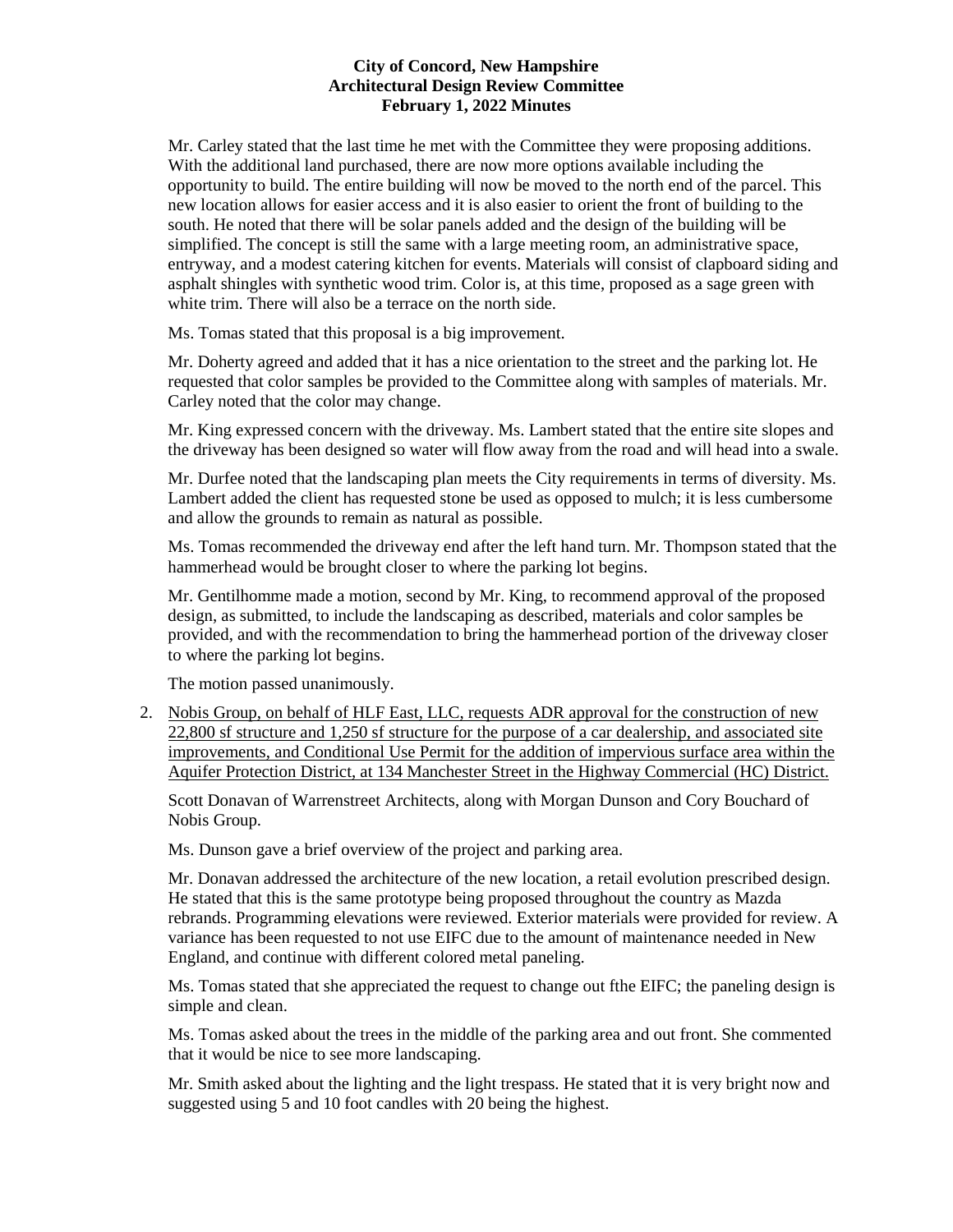Mr. Carley stated that the last time he met with the Committee they were proposing additions. With the additional land purchased, there are now more options available including the opportunity to build. The entire building will now be moved to the north end of the parcel. This new location allows for easier access and it is also easier to orient the front of building to the south. He noted that there will be solar panels added and the design of the building will be simplified. The concept is still the same with a large meeting room, an administrative space, entryway, and a modest catering kitchen for events. Materials will consist of clapboard siding and asphalt shingles with synthetic wood trim. Color is, at this time, proposed as a sage green with white trim. There will also be a terrace on the north side.

Ms. Tomas stated that this proposal is a big improvement.

Mr. Doherty agreed and added that it has a nice orientation to the street and the parking lot. He requested that color samples be provided to the Committee along with samples of materials. Mr. Carley noted that the color may change.

Mr. King expressed concern with the driveway. Ms. Lambert stated that the entire site slopes and the driveway has been designed so water will flow away from the road and will head into a swale.

Mr. Durfee noted that the landscaping plan meets the City requirements in terms of diversity. Ms. Lambert added the client has requested stone be used as opposed to mulch; it is less cumbersome and allow the grounds to remain as natural as possible.

Ms. Tomas recommended the driveway end after the left hand turn. Mr. Thompson stated that the hammerhead would be brought closer to where the parking lot begins.

Mr. Gentilhomme made a motion, second by Mr. King, to recommend approval of the proposed design, as submitted, to include the landscaping as described, materials and color samples be provided, and with the recommendation to bring the hammerhead portion of the driveway closer to where the parking lot begins.

The motion passed unanimously.

2. Nobis Group, on behalf of HLF East, LLC, requests ADR approval for the construction of new 22,800 sf structure and 1,250 sf structure for the purpose of a car dealership, and associated site improvements, and Conditional Use Permit for the addition of impervious surface area within the Aquifer Protection District, at 134 Manchester Street in the Highway Commercial (HC) District.

   Scott Donavan of Warrenstreet Architects, along with Morgan Dunson and Cory Bouchard of Nobis Group.

   Ms. Dunson gave a brief overview of the project and parking area.

   Mr. Donavan addressed the architecture of the new location, a retail evolution prescribed design. He stated that this is the same prototype being proposed throughout the country as Mazda rebrands. Programming elevations were reviewed. Exterior materials were provided for review. A variance has been requested to not use EIFC due to the amount of maintenance needed in New England, and continue with different colored metal paneling.

   Ms. Tomas stated that she appreciated the request to change out fthe EIFC; the paneling design is simple and clean.

   Ms. Tomas asked about the trees in the middle of the parking area and out front. She commented that it would be nice to see more landscaping.

   Mr. Smith asked about the lighting and the light trespass. He stated that it is very bright now and suggested using 5 and 10 foot candles with 20 being the highest.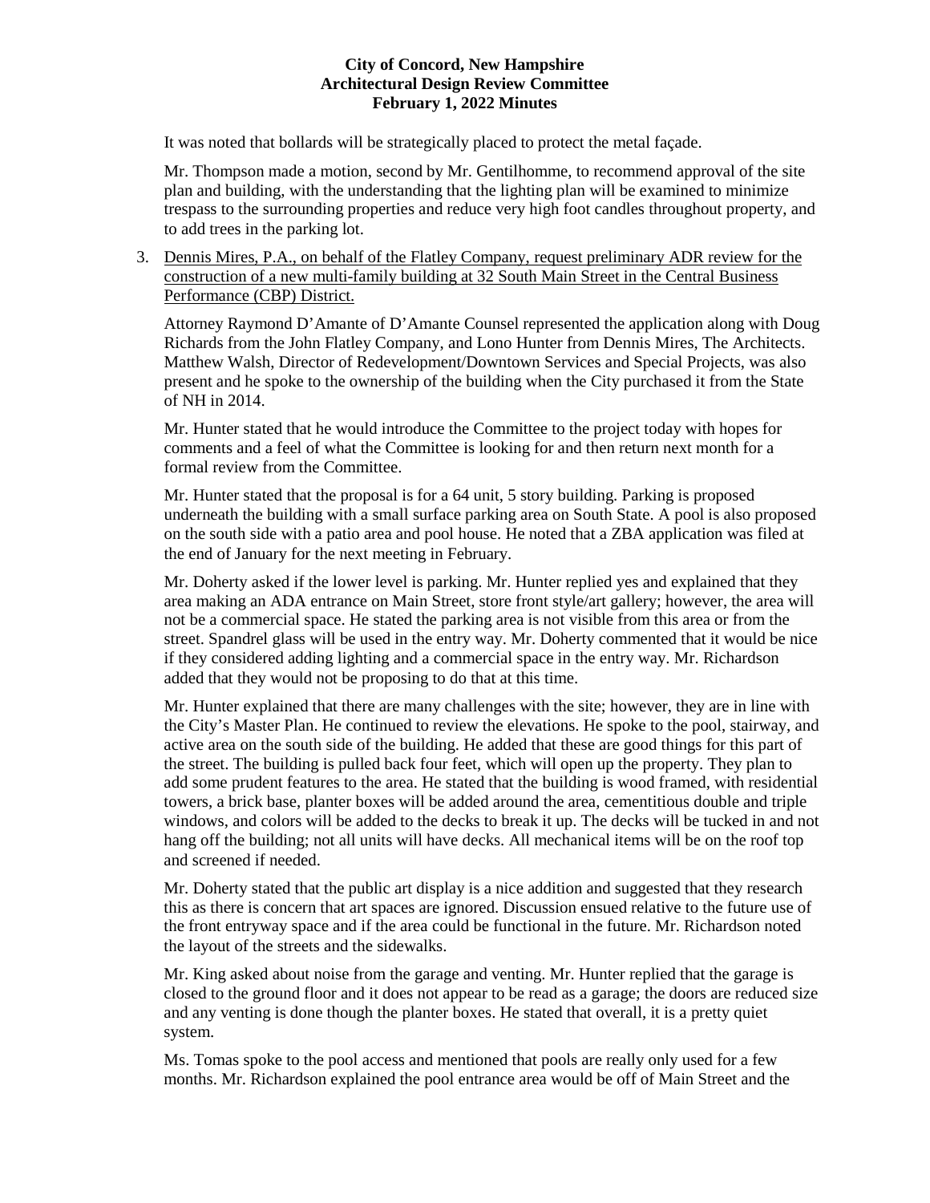It was noted that bollards will be strategically placed to protect the metal façade.

Mr. Thompson made a motion, second by Mr. Gentilhomme, to recommend approval of the site plan and building, with the understanding that the lighting plan will be examined to minimize trespass to the surrounding properties and reduce very high foot candles throughout property, and to add trees in the parking lot.

3. Dennis Mires, P.A., on behalf of the Flatley Company, request preliminary ADR review for the construction of a new multi-family building at 32 South Main Street in the Central Business Performance (CBP) District.

   Attorney Raymond D'Amante of D'Amante Counsel represented the application along with Doug Richards from the John Flatley Company, and Lono Hunter from Dennis Mires, The Architects. Matthew Walsh, Director of Redevelopment/Downtown Services and Special Projects, was also present and he spoke to the ownership of the building when the City purchased it from the State of NH in 2014.

   Mr. Hunter stated that he would introduce the Committee to the project today with hopes for comments and a feel of what the Committee is looking for and then return next month for a formal review from the Committee.

   Mr. Hunter stated that the proposal is for a 64 unit, 5 story building. Parking is proposed underneath the building with a small surface parking area on South State. A pool is also proposed on the south side with a patio area and pool house. He noted that a ZBA application was filed at the end of January for the next meeting in February.

   Mr. Doherty asked if the lower level is parking. Mr. Hunter replied yes and explained that they area making an ADA entrance on Main Street, store front style/art gallery; however, the area will not be a commercial space. He stated the parking area is not visible from this area or from the street. Spandrel glass will be used in the entry way. Mr. Doherty commented that it would be nice if they considered adding lighting and a commercial space in the entry way. Mr. Richardson added that they would not be proposing to do that at this time.

   Mr. Hunter explained that there are many challenges with the site; however, they are in line with the City's Master Plan. He continued to review the elevations. He spoke to the pool, stairway, and active area on the south side of the building. He added that these are good things for this part of the street. The building is pulled back four feet, which will open up the property. They plan to add some prudent features to the area. He stated that the building is wood framed, with residential towers, a brick base, planter boxes will be added around the area, cementitious double and triple windows, and colors will be added to the decks to break it up. The decks will be tucked in and not hang off the building; not all units will have decks. All mechanical items will be on the roof top and screened if needed.

   Mr. Doherty stated that the public art display is a nice addition and suggested that they research this as there is concern that art spaces are ignored. Discussion ensued relative to the future use of the front entryway space and if the area could be functional in the future. Mr. Richardson noted the layout of the streets and the sidewalks.

   Mr. King asked about noise from the garage and venting. Mr. Hunter replied that the garage is closed to the ground floor and it does not appear to be read as a garage; the doors are reduced size and any venting is done though the planter boxes. He stated that overall, it is a pretty quiet system.

   Ms. Tomas spoke to the pool access and mentioned that pools are really only used for a few months. Mr. Richardson explained the pool entrance area would be off of Main Street and the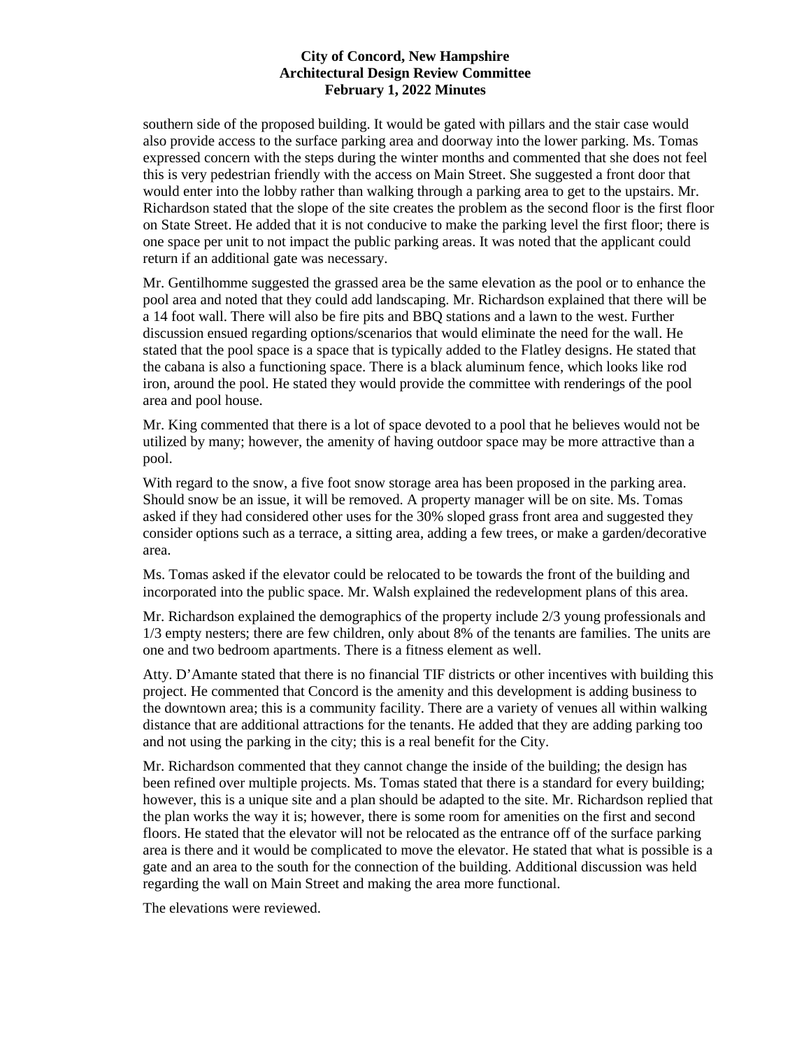southern side of the proposed building. It would be gated with pillars and the stair case would also provide access to the surface parking area and doorway into the lower parking. Ms. Tomas expressed concern with the steps during the winter months and commented that she does not feel this is very pedestrian friendly with the access on Main Street. She suggested a front door that would enter into the lobby rather than walking through a parking area to get to the upstairs. Mr. Richardson stated that the slope of the site creates the problem as the second floor is the first floor on State Street. He added that it is not conducive to make the parking level the first floor; there is one space per unit to not impact the public parking areas. It was noted that the applicant could return if an additional gate was necessary.

Mr. Gentilhomme suggested the grassed area be the same elevation as the pool or to enhance the pool area and noted that they could add landscaping. Mr. Richardson explained that there will be a 14 foot wall. There will also be fire pits and BBQ stations and a lawn to the west. Further discussion ensued regarding options/scenarios that would eliminate the need for the wall. He stated that the pool space is a space that is typically added to the Flatley designs. He stated that the cabana is also a functioning space. There is a black aluminum fence, which looks like rod iron, around the pool. He stated they would provide the committee with renderings of the pool area and pool house.

Mr. King commented that there is a lot of space devoted to a pool that he believes would not be utilized by many; however, the amenity of having outdoor space may be more attractive than a pool.

With regard to the snow, a five foot snow storage area has been proposed in the parking area. Should snow be an issue, it will be removed. A property manager will be on site. Ms. Tomas asked if they had considered other uses for the 30% sloped grass front area and suggested they consider options such as a terrace, a sitting area, adding a few trees, or make a garden/decorative area.

Ms. Tomas asked if the elevator could be relocated to be towards the front of the building and incorporated into the public space. Mr. Walsh explained the redevelopment plans of this area.

Mr. Richardson explained the demographics of the property include 2/3 young professionals and 1/3 empty nesters; there are few children, only about 8% of the tenants are families. The units are one and two bedroom apartments. There is a fitness element as well.

Atty. D'Amante stated that there is no financial TIF districts or other incentives with building this project. He commented that Concord is the amenity and this development is adding business to the downtown area; this is a community facility. There are a variety of venues all within walking distance that are additional attractions for the tenants. He added that they are adding parking too and not using the parking in the city; this is a real benefit for the City.

Mr. Richardson commented that they cannot change the inside of the building; the design has been refined over multiple projects. Ms. Tomas stated that there is a standard for every building; however, this is a unique site and a plan should be adapted to the site. Mr. Richardson replied that the plan works the way it is; however, there is some room for amenities on the first and second floors. He stated that the elevator will not be relocated as the entrance off of the surface parking area is there and it would be complicated to move the elevator. He stated that what is possible is a gate and an area to the south for the connection of the building. Additional discussion was held regarding the wall on Main Street and making the area more functional.

The elevations were reviewed.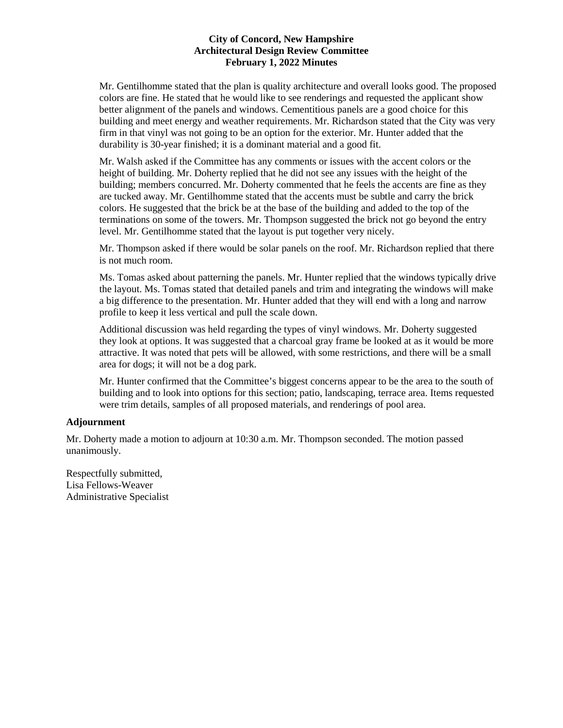Mr. Gentilhomme stated that the plan is quality architecture and overall looks good. The proposed colors are fine. He stated that he would like to see renderings and requested the applicant show better alignment of the panels and windows. Cementitious panels are a good choice for this building and meet energy and weather requirements. Mr. Richardson stated that the City was very firm in that vinyl was not going to be an option for the exterior. Mr. Hunter added that the durability is 30-year finished; it is a dominant material and a good fit.

Mr. Walsh asked if the Committee has any comments or issues with the accent colors or the height of building. Mr. Doherty replied that he did not see any issues with the height of the building; members concurred. Mr. Doherty commented that he feels the accents are fine as they are tucked away. Mr. Gentilhomme stated that the accents must be subtle and carry the brick colors. He suggested that the brick be at the base of the building and added to the top of the terminations on some of the towers. Mr. Thompson suggested the brick not go beyond the entry level. Mr. Gentilhomme stated that the layout is put together very nicely.

Mr. Thompson asked if there would be solar panels on the roof. Mr. Richardson replied that there is not much room.

Ms. Tomas asked about patterning the panels. Mr. Hunter replied that the windows typically drive the layout. Ms. Tomas stated that detailed panels and trim and integrating the windows will make a big difference to the presentation. Mr. Hunter added that they will end with a long and narrow profile to keep it less vertical and pull the scale down.

Additional discussion was held regarding the types of vinyl windows. Mr. Doherty suggested they look at options. It was suggested that a charcoal gray frame be looked at as it would be more attractive. It was noted that pets will be allowed, with some restrictions, and there will be a small area for dogs; it will not be a dog park.

Mr. Hunter confirmed that the Committee's biggest concerns appear to be the area to the south of building and to look into options for this section; patio, landscaping, terrace area. Items requested were trim details, samples of all proposed materials, and renderings of pool area.

## Adjournment

Mr. Doherty made a motion to adjourn at 10:30 a.m. Mr. Thompson seconded. The motion passed unanimously.

Respectfully submitted,
Lisa Fellows-Weaver
Administrative Specialist